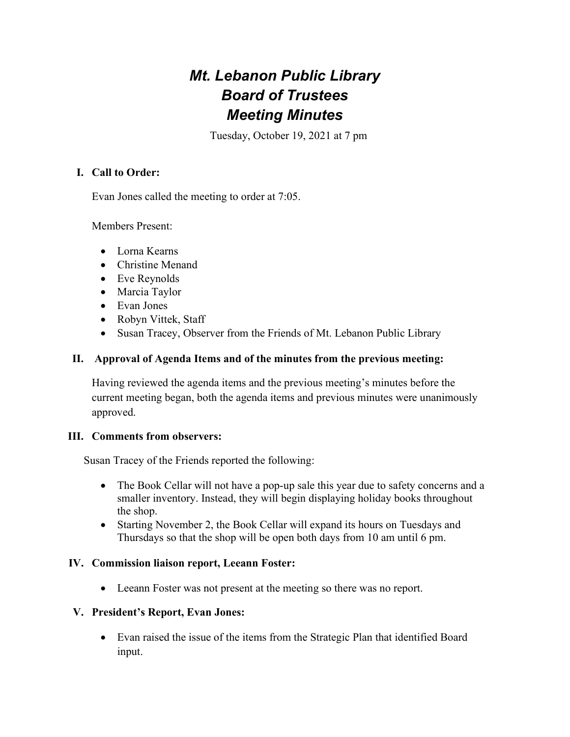# *Mt. Lebanon Public Library*
# *Board of Trustees*
# *Meeting Minutes*

Tuesday, October 19, 2021 at 7 pm

## I. Call to Order:

Evan Jones called the meeting to order at 7:05.

Members Present:

- Lorna Kearns
- Christine Menand
- Eve Reynolds
- Marcia Taylor
- Evan Jones
- Robyn Vittek, Staff
- Susan Tracey, Observer from the Friends of Mt. Lebanon Public Library

## II. Approval of Agenda Items and of the minutes from the previous meeting:

Having reviewed the agenda items and the previous meeting's minutes before the current meeting began, both the agenda items and previous minutes were unanimously approved.

## III. Comments from observers:

Susan Tracey of the Friends reported the following:

- The Book Cellar will not have a pop-up sale this year due to safety concerns and a smaller inventory. Instead, they will begin displaying holiday books throughout the shop.
- Starting November 2, the Book Cellar will expand its hours on Tuesdays and Thursdays so that the shop will be open both days from 10 am until 6 pm.

## IV. Commission liaison report, Leeann Foster:

- Leeann Foster was not present at the meeting so there was no report.

## V. President's Report, Evan Jones:

- Evan raised the issue of the items from the Strategic Plan that identified Board input.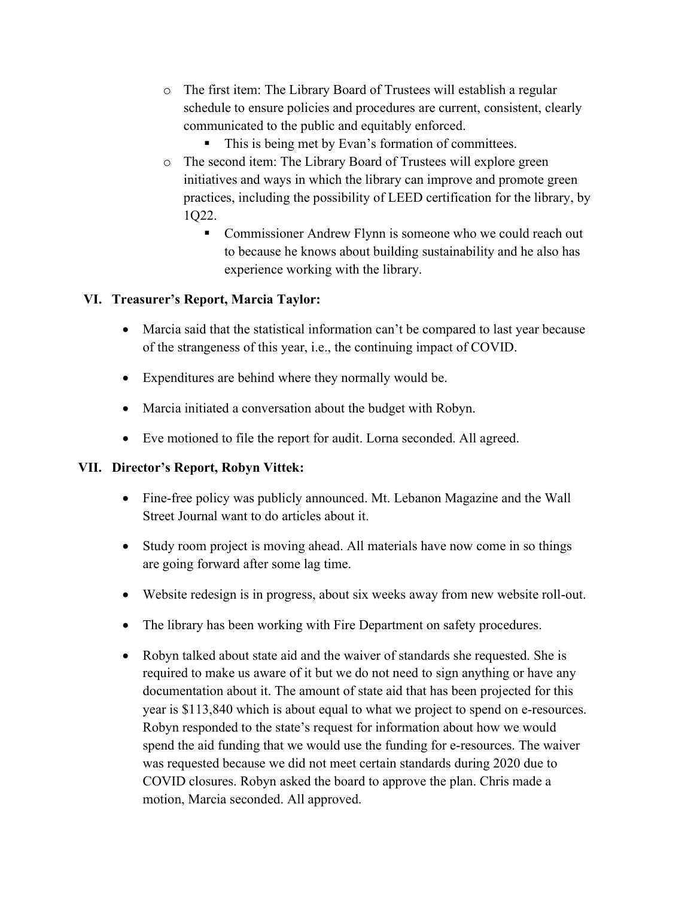- The first item: The Library Board of Trustees will establish a regular schedule to ensure policies and procedures are current, consistent, clearly communicated to the public and equitably enforced.
  - This is being met by Evan's formation of committees.
- The second item: The Library Board of Trustees will explore green initiatives and ways in which the library can improve and promote green practices, including the possibility of LEED certification for the library, by 1Q22.
  - Commissioner Andrew Flynn is someone who we could reach out to because he knows about building sustainability and he also has experience working with the library.

## VI. Treasurer's Report, Marcia Taylor:

- Marcia said that the statistical information can't be compared to last year because of the strangeness of this year, i.e., the continuing impact of COVID.
- Expenditures are behind where they normally would be.
- Marcia initiated a conversation about the budget with Robyn.
- Eve motioned to file the report for audit. Lorna seconded. All agreed.

## VII. Director's Report, Robyn Vittek:

- Fine-free policy was publicly announced. Mt. Lebanon Magazine and the Wall Street Journal want to do articles about it.
- Study room project is moving ahead. All materials have now come in so things are going forward after some lag time.
- Website redesign is in progress, about six weeks away from new website roll-out.
- The library has been working with Fire Department on safety procedures.
- Robyn talked about state aid and the waiver of standards she requested. She is required to make us aware of it but we do not need to sign anything or have any documentation about it. The amount of state aid that has been projected for this year is $113,840 which is about equal to what we project to spend on e-resources. Robyn responded to the state's request for information about how we would spend the aid funding that we would use the funding for e-resources. The waiver was requested because we did not meet certain standards during 2020 due to COVID closures. Robyn asked the board to approve the plan. Chris made a motion, Marcia seconded. All approved.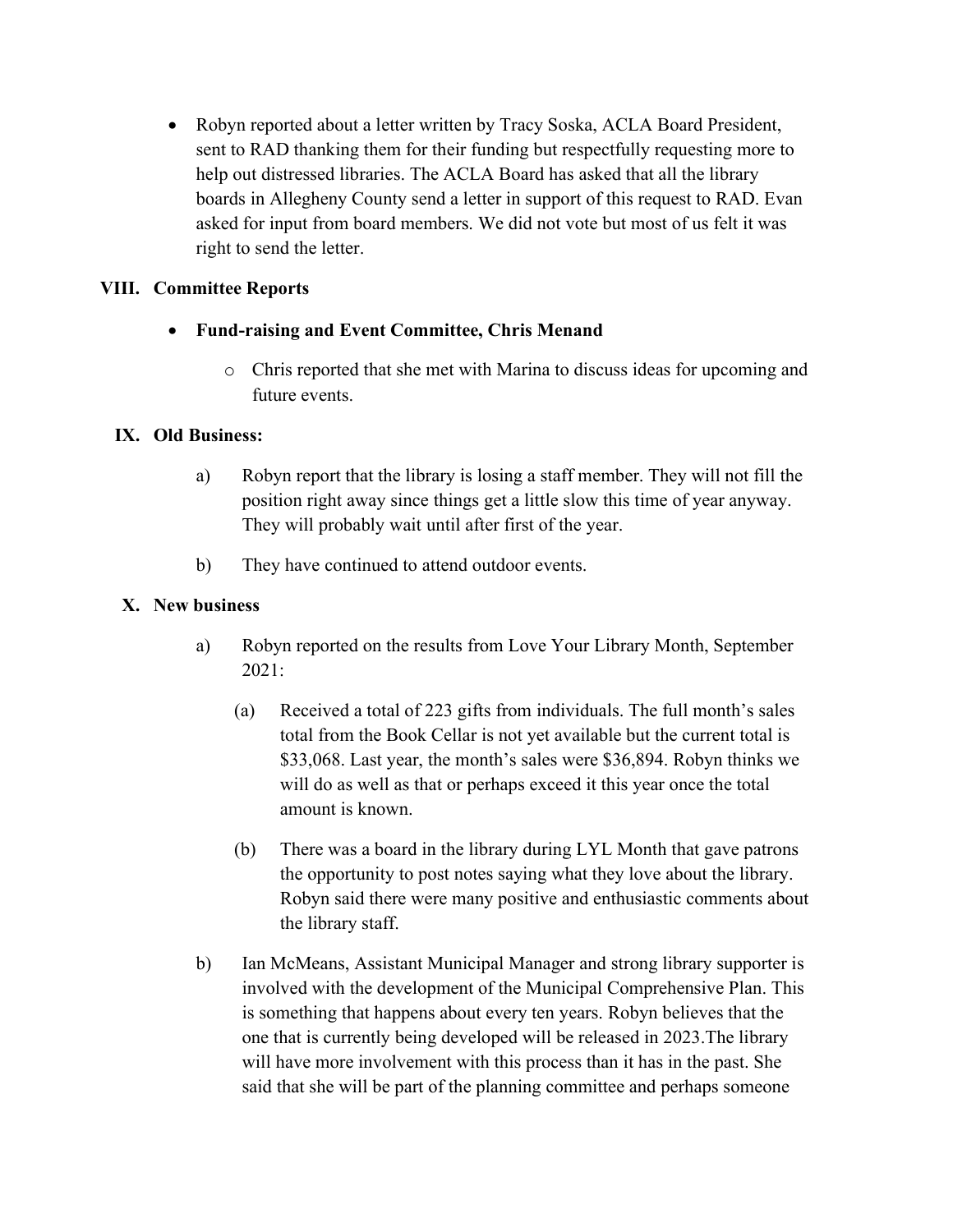- Robyn reported about a letter written by Tracy Soska, ACLA Board President, sent to RAD thanking them for their funding but respectfully requesting more to help out distressed libraries. The ACLA Board has asked that all the library boards in Allegheny County send a letter in support of this request to RAD. Evan asked for input from board members. We did not vote but most of us felt it was right to send the letter.

## VIII. Committee Reports

- **Fund-raising and Event Committee, Chris Menand**
  - Chris reported that she met with Marina to discuss ideas for upcoming and future events.

## IX. Old Business:

a) Robyn report that the library is losing a staff member. They will not fill the position right away since things get a little slow this time of year anyway. They will probably wait until after first of the year.

b) They have continued to attend outdoor events.

## X. New business

a) Robyn reported on the results from Love Your Library Month, September 2021:

   (a) Received a total of 223 gifts from individuals. The full month's sales total from the Book Cellar is not yet available but the current total is $33,068. Last year, the month's sales were $36,894. Robyn thinks we will do as well as that or perhaps exceed it this year once the total amount is known.

   (b) There was a board in the library during LYL Month that gave patrons the opportunity to post notes saying what they love about the library. Robyn said there were many positive and enthusiastic comments about the library staff.

b) Ian McMeans, Assistant Municipal Manager and strong library supporter is involved with the development of the Municipal Comprehensive Plan. This is something that happens about every ten years. Robyn believes that the one that is currently being developed will be released in 2023.The library will have more involvement with this process than it has in the past. She said that she will be part of the planning committee and perhaps someone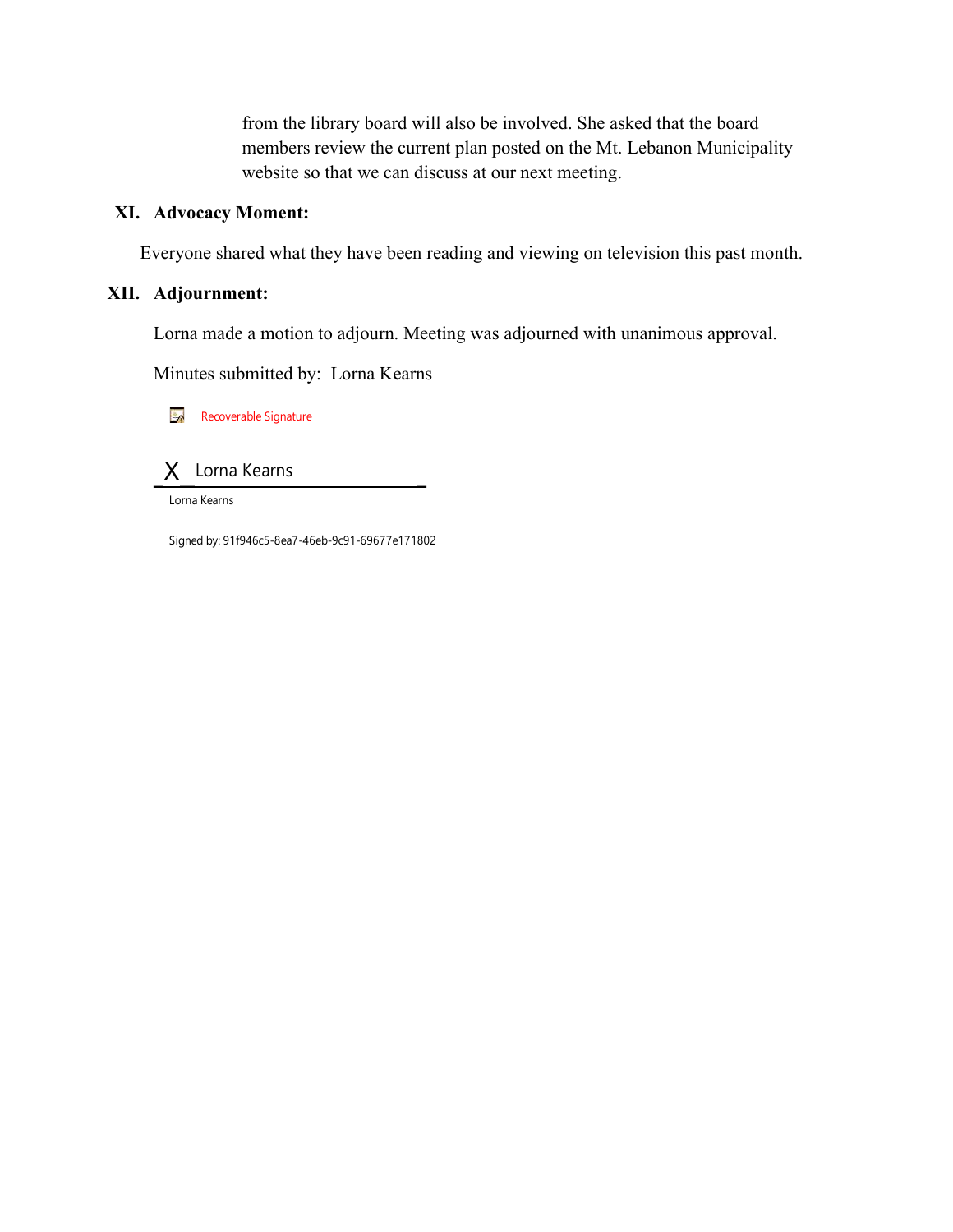from the library board will also be involved. She asked that the board members review the current plan posted on the Mt. Lebanon Municipality website so that we can discuss at our next meeting.

## XI. Advocacy Moment:

Everyone shared what they have been reading and viewing on television this past month.

## XII. Adjournment:

Lorna made a motion to adjourn. Meeting was adjourned with unanimous approval.

Minutes submitted by: Lorna Kearns

Recoverable Signature

X Lorna Kearns

Lorna Kearns

Signed by: 91f946c5-8ea7-46eb-9c91-69677e171802